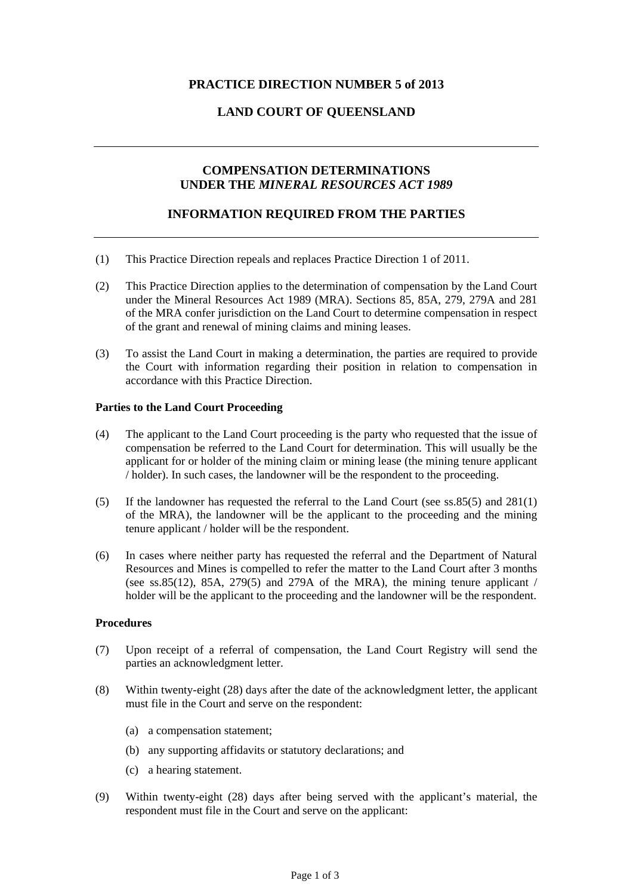# PRACTICE DIRECTION NUMBER 5 of 2013

# LAND COURT OF QUEENSLAND

---

## COMPENSATION DETERMINATIONS UNDER THE *MINERAL RESOURCES ACT 1989*

## INFORMATION REQUIRED FROM THE PARTIES

---

(1) This Practice Direction repeals and replaces Practice Direction 1 of 2011.

(2) This Practice Direction applies to the determination of compensation by the Land Court under the Mineral Resources Act 1989 (MRA). Sections 85, 85A, 279, 279A and 281 of the MRA confer jurisdiction on the Land Court to determine compensation in respect of the grant and renewal of mining claims and mining leases.

(3) To assist the Land Court in making a determination, the parties are required to provide the Court with information regarding their position in relation to compensation in accordance with this Practice Direction.

**Parties to the Land Court Proceeding**

(4) The applicant to the Land Court proceeding is the party who requested that the issue of compensation be referred to the Land Court for determination. This will usually be the applicant for or holder of the mining claim or mining lease (the mining tenure applicant / holder). In such cases, the landowner will be the respondent to the proceeding.

(5) If the landowner has requested the referral to the Land Court (see ss.85(5) and 281(1) of the MRA), the landowner will be the applicant to the proceeding and the mining tenure applicant / holder will be the respondent.

(6) In cases where neither party has requested the referral and the Department of Natural Resources and Mines is compelled to refer the matter to the Land Court after 3 months (see ss.85(12), 85A, 279(5) and 279A of the MRA), the mining tenure applicant / holder will be the applicant to the proceeding and the landowner will be the respondent.

**Procedures**

(7) Upon receipt of a referral of compensation, the Land Court Registry will send the parties an acknowledgment letter.

(8) Within twenty-eight (28) days after the date of the acknowledgment letter, the applicant must file in the Court and serve on the respondent:

- (a) a compensation statement;
- (b) any supporting affidavits or statutory declarations; and
- (c) a hearing statement.

(9) Within twenty-eight (28) days after being served with the applicant's material, the respondent must file in the Court and serve on the applicant: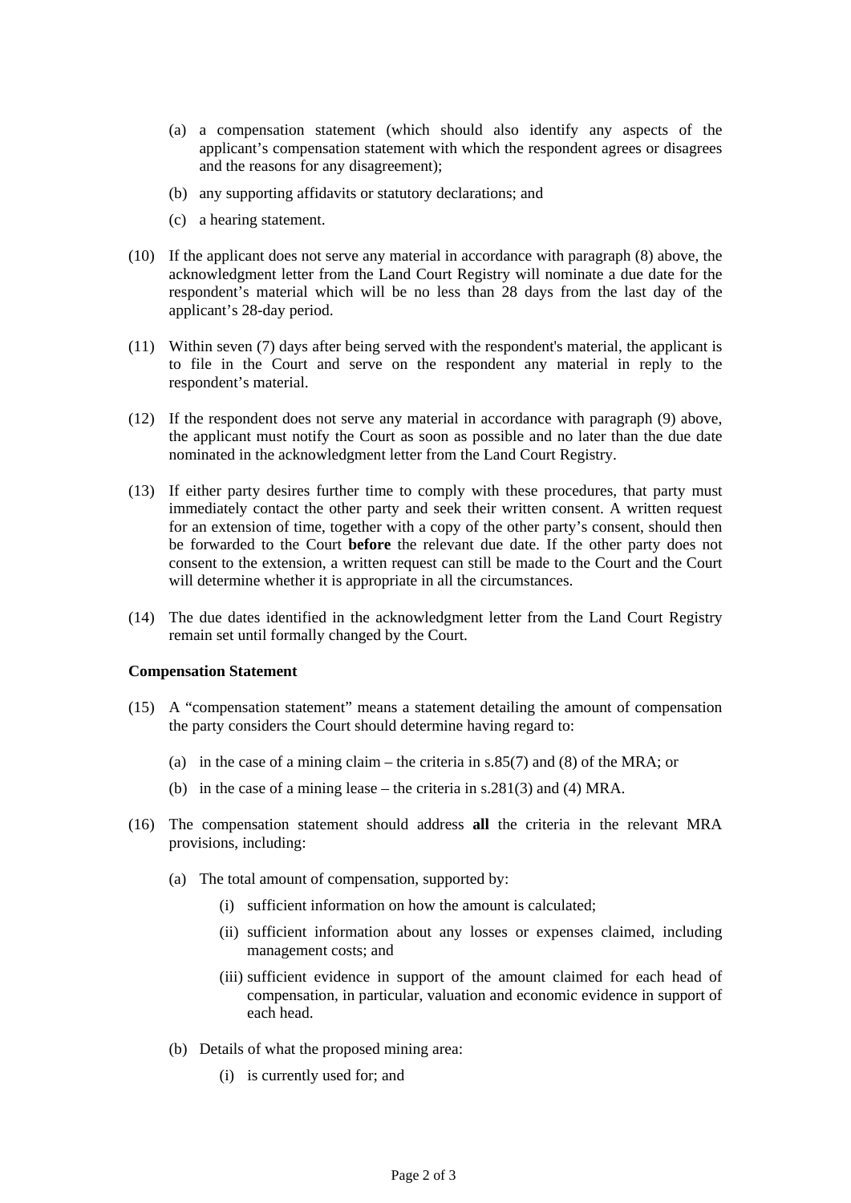(a) a compensation statement (which should also identify any aspects of the applicant's compensation statement with which the respondent agrees or disagrees and the reasons for any disagreement);

(b) any supporting affidavits or statutory declarations; and

(c) a hearing statement.

(10) If the applicant does not serve any material in accordance with paragraph (8) above, the acknowledgment letter from the Land Court Registry will nominate a due date for the respondent's material which will be no less than 28 days from the last day of the applicant's 28-day period.

(11) Within seven (7) days after being served with the respondent's material, the applicant is to file in the Court and serve on the respondent any material in reply to the respondent's material.

(12) If the respondent does not serve any material in accordance with paragraph (9) above, the applicant must notify the Court as soon as possible and no later than the due date nominated in the acknowledgment letter from the Land Court Registry.

(13) If either party desires further time to comply with these procedures, that party must immediately contact the other party and seek their written consent. A written request for an extension of time, together with a copy of the other party's consent, should then be forwarded to the Court **before** the relevant due date. If the other party does not consent to the extension, a written request can still be made to the Court and the Court will determine whether it is appropriate in all the circumstances.

(14) The due dates identified in the acknowledgment letter from the Land Court Registry remain set until formally changed by the Court.

**Compensation Statement**

(15) A "compensation statement" means a statement detailing the amount of compensation the party considers the Court should determine having regard to:

- (a) in the case of a mining claim – the criteria in s.85(7) and (8) of the MRA; or
- (b) in the case of a mining lease – the criteria in s.281(3) and (4) MRA.

(16) The compensation statement should address **all** the criteria in the relevant MRA provisions, including:

- (a) The total amount of compensation, supported by:
  - (i) sufficient information on how the amount is calculated;
  - (ii) sufficient information about any losses or expenses claimed, including management costs; and
  - (iii) sufficient evidence in support of the amount claimed for each head of compensation, in particular, valuation and economic evidence in support of each head.
- (b) Details of what the proposed mining area:
  - (i) is currently used for; and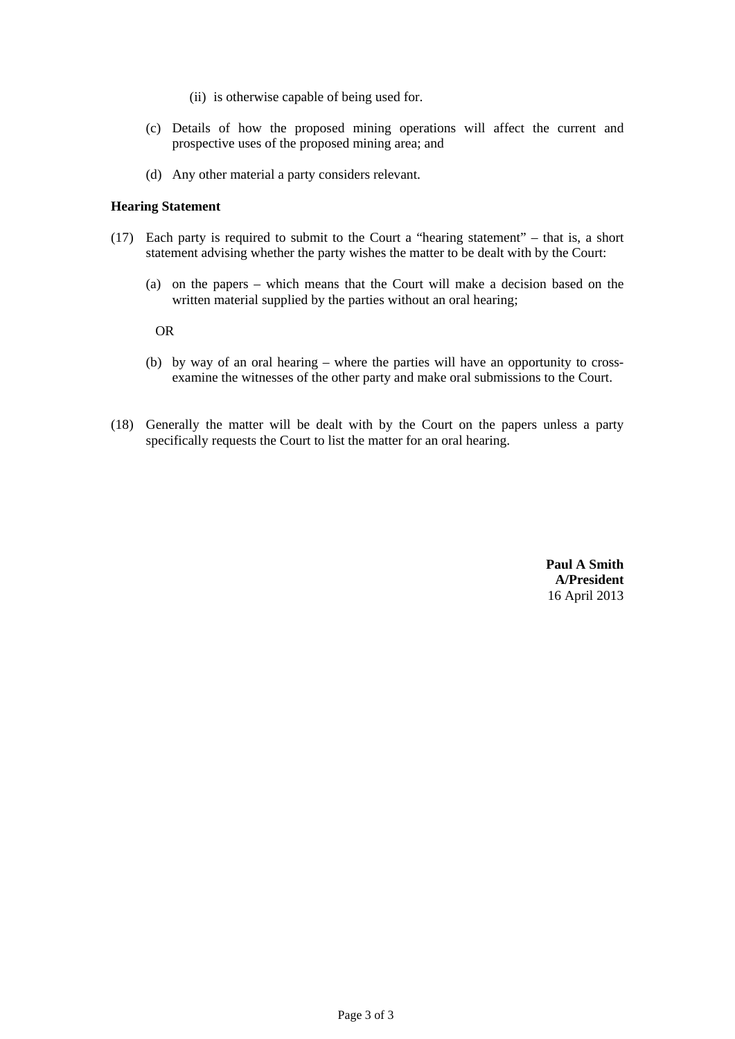(ii) is otherwise capable of being used for.

(c) Details of how the proposed mining operations will affect the current and prospective uses of the proposed mining area; and

(d) Any other material a party considers relevant.

**Hearing Statement**

(17) Each party is required to submit to the Court a "hearing statement" – that is, a short statement advising whether the party wishes the matter to be dealt with by the Court:

(a) on the papers – which means that the Court will make a decision based on the written material supplied by the parties without an oral hearing;

OR

(b) by way of an oral hearing – where the parties will have an opportunity to cross-examine the witnesses of the other party and make oral submissions to the Court.

(18) Generally the matter will be dealt with by the Court on the papers unless a party specifically requests the Court to list the matter for an oral hearing.

**Paul A Smith**
**A/President**
16 April 2013